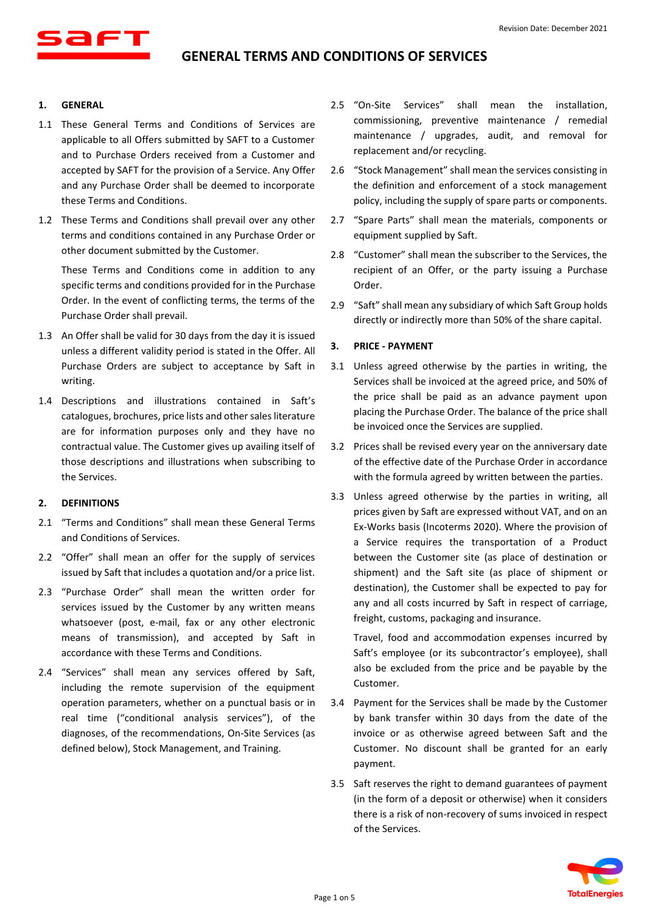# GENERAL TERMS AND CONDITIONS OF SERVICES

Revision Date: December 2021

## 1. GENERAL

1.1 These General Terms and Conditions of Services are applicable to all Offers submitted by SAFT to a Customer and to Purchase Orders received from a Customer and accepted by SAFT for the provision of a Service. Any Offer and any Purchase Order shall be deemed to incorporate these Terms and Conditions.

1.2 These Terms and Conditions shall prevail over any other terms and conditions contained in any Purchase Order or other document submitted by the Customer.

These Terms and Conditions come in addition to any specific terms and conditions provided for in the Purchase Order. In the event of conflicting terms, the terms of the Purchase Order shall prevail.

1.3 An Offer shall be valid for 30 days from the day it is issued unless a different validity period is stated in the Offer. All Purchase Orders are subject to acceptance by Saft in writing.

1.4 Descriptions and illustrations contained in Saft's catalogues, brochures, price lists and other sales literature are for information purposes only and they have no contractual value. The Customer gives up availing itself of those descriptions and illustrations when subscribing to the Services.

## 2. DEFINITIONS

2.1 "Terms and Conditions" shall mean these General Terms and Conditions of Services.

2.2 "Offer" shall mean an offer for the supply of services issued by Saft that includes a quotation and/or a price list.

2.3 "Purchase Order" shall mean the written order for services issued by the Customer by any written means whatsoever (post, e-mail, fax or any other electronic means of transmission), and accepted by Saft in accordance with these Terms and Conditions.

2.4 "Services" shall mean any services offered by Saft, including the remote supervision of the equipment operation parameters, whether on a punctual basis or in real time ("conditional analysis services"), of the diagnoses, of the recommendations, On-Site Services (as defined below), Stock Management, and Training.

2.5 "On-Site Services" shall mean the installation, commissioning, preventive maintenance / remedial maintenance / upgrades, audit, and removal for replacement and/or recycling.

2.6 "Stock Management" shall mean the services consisting in the definition and enforcement of a stock management policy, including the supply of spare parts or components.

2.7 "Spare Parts" shall mean the materials, components or equipment supplied by Saft.

2.8 "Customer" shall mean the subscriber to the Services, the recipient of an Offer, or the party issuing a Purchase Order.

2.9 "Saft" shall mean any subsidiary of which Saft Group holds directly or indirectly more than 50% of the share capital.

## 3. PRICE - PAYMENT

3.1 Unless agreed otherwise by the parties in writing, the Services shall be invoiced at the agreed price, and 50% of the price shall be paid as an advance payment upon placing the Purchase Order. The balance of the price shall be invoiced once the Services are supplied.

3.2 Prices shall be revised every year on the anniversary date of the effective date of the Purchase Order in accordance with the formula agreed by written between the parties.

3.3 Unless agreed otherwise by the parties in writing, all prices given by Saft are expressed without VAT, and on an Ex-Works basis (Incoterms 2020). Where the provision of a Service requires the transportation of a Product between the Customer site (as place of destination or shipment) and the Saft site (as place of shipment or destination), the Customer shall be expected to pay for any and all costs incurred by Saft in respect of carriage, freight, customs, packaging and insurance.

Travel, food and accommodation expenses incurred by Saft's employee (or its subcontractor's employee), shall also be excluded from the price and be payable by the Customer.

3.4 Payment for the Services shall be made by the Customer by bank transfer within 30 days from the date of the invoice or as otherwise agreed between Saft and the Customer. No discount shall be granted for an early payment.

3.5 Saft reserves the right to demand guarantees of payment (in the form of a deposit or otherwise) when it considers there is a risk of non-recovery of sums invoiced in respect of the Services.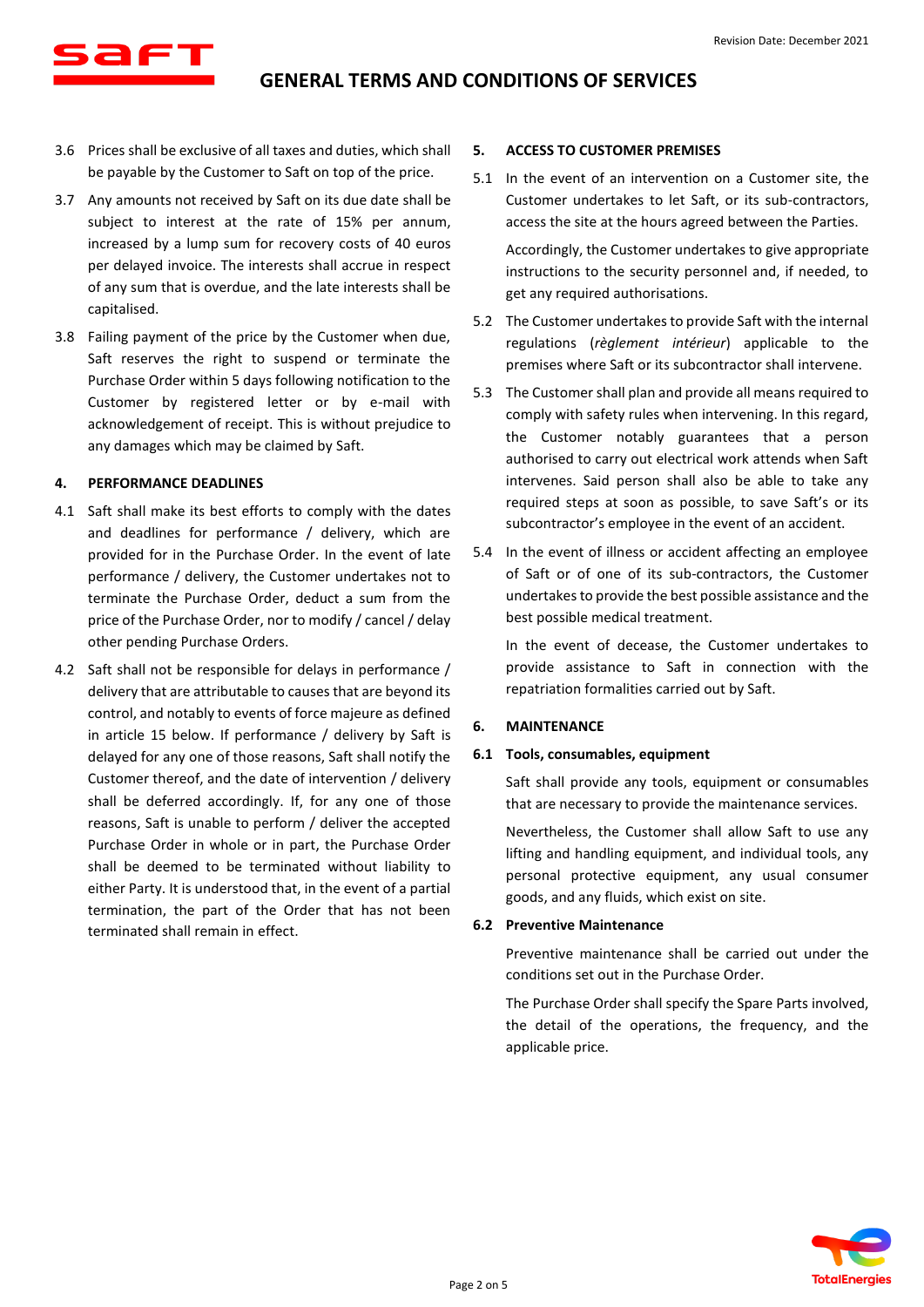3.6 Prices shall be exclusive of all taxes and duties, which shall be payable by the Customer to Saft on top of the price.

3.7 Any amounts not received by Saft on its due date shall be subject to interest at the rate of 15% per annum, increased by a lump sum for recovery costs of 40 euros per delayed invoice. The interests shall accrue in respect of any sum that is overdue, and the late interests shall be capitalised.

3.8 Failing payment of the price by the Customer when due, Saft reserves the right to suspend or terminate the Purchase Order within 5 days following notification to the Customer by registered letter or by e-mail with acknowledgement of receipt. This is without prejudice to any damages which may be claimed by Saft.

## 4. PERFORMANCE DEADLINES

4.1 Saft shall make its best efforts to comply with the dates and deadlines for performance / delivery, which are provided for in the Purchase Order. In the event of late performance / delivery, the Customer undertakes not to terminate the Purchase Order, deduct a sum from the price of the Purchase Order, nor to modify / cancel / delay other pending Purchase Orders.

4.2 Saft shall not be responsible for delays in performance / delivery that are attributable to causes that are beyond its control, and notably to events of force majeure as defined in article 15 below. If performance / delivery by Saft is delayed for any one of those reasons, Saft shall notify the Customer thereof, and the date of intervention / delivery shall be deferred accordingly. If, for any one of those reasons, Saft is unable to perform / deliver the accepted Purchase Order in whole or in part, the Purchase Order shall be deemed to be terminated without liability to either Party. It is understood that, in the event of a partial termination, the part of the Order that has not been terminated shall remain in effect.

## 5. ACCESS TO CUSTOMER PREMISES

5.1 In the event of an intervention on a Customer site, the Customer undertakes to let Saft, or its sub-contractors, access the site at the hours agreed between the Parties.

Accordingly, the Customer undertakes to give appropriate instructions to the security personnel and, if needed, to get any required authorisations.

5.2 The Customer undertakes to provide Saft with the internal regulations (*règlement intérieur*) applicable to the premises where Saft or its subcontractor shall intervene.

5.3 The Customer shall plan and provide all means required to comply with safety rules when intervening. In this regard, the Customer notably guarantees that a person authorised to carry out electrical work attends when Saft intervenes. Said person shall also be able to take any required steps at soon as possible, to save Saft's or its subcontractor's employee in the event of an accident.

5.4 In the event of illness or accident affecting an employee of Saft or of one of its sub-contractors, the Customer undertakes to provide the best possible assistance and the best possible medical treatment.

In the event of decease, the Customer undertakes to provide assistance to Saft in connection with the repatriation formalities carried out by Saft.

## 6. MAINTENANCE

### 6.1 Tools, consumables, equipment

Saft shall provide any tools, equipment or consumables that are necessary to provide the maintenance services.

Nevertheless, the Customer shall allow Saft to use any lifting and handling equipment, and individual tools, any personal protective equipment, any usual consumer goods, and any fluids, which exist on site.

### 6.2 Preventive Maintenance

Preventive maintenance shall be carried out under the conditions set out in the Purchase Order.

The Purchase Order shall specify the Spare Parts involved, the detail of the operations, the frequency, and the applicable price.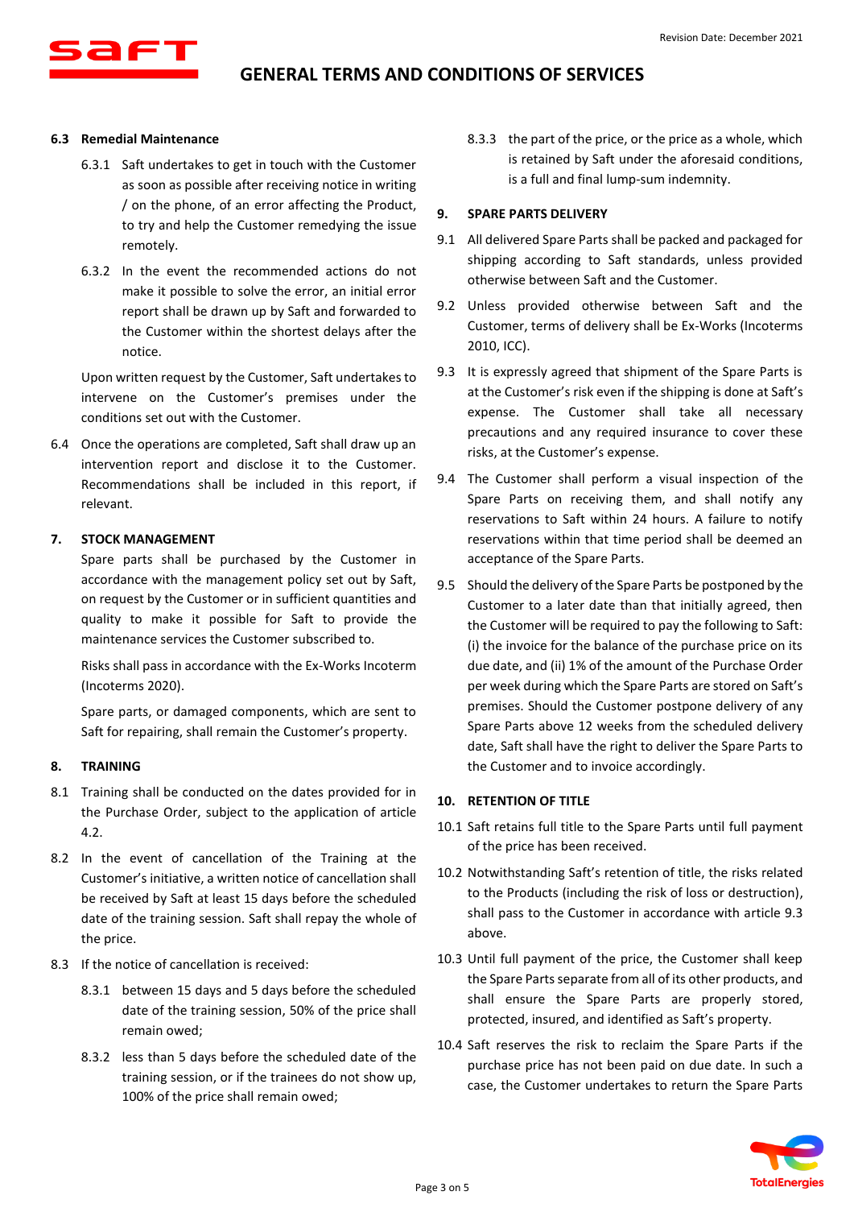### 6.3 Remedial Maintenance

6.3.1 Saft undertakes to get in touch with the Customer as soon as possible after receiving notice in writing / on the phone, of an error affecting the Product, to try and help the Customer remedying the issue remotely.

6.3.2 In the event the recommended actions do not make it possible to solve the error, an initial error report shall be drawn up by Saft and forwarded to the Customer within the shortest delays after the notice.

Upon written request by the Customer, Saft undertakes to intervene on the Customer's premises under the conditions set out with the Customer.

6.4 Once the operations are completed, Saft shall draw up an intervention report and disclose it to the Customer. Recommendations shall be included in this report, if relevant.

## 7. STOCK MANAGEMENT

Spare parts shall be purchased by the Customer in accordance with the management policy set out by Saft, on request by the Customer or in sufficient quantities and quality to make it possible for Saft to provide the maintenance services the Customer subscribed to.

Risks shall pass in accordance with the Ex-Works Incoterm (Incoterms 2020).

Spare parts, or damaged components, which are sent to Saft for repairing, shall remain the Customer's property.

## 8. TRAINING

8.1 Training shall be conducted on the dates provided for in the Purchase Order, subject to the application of article 4.2.

8.2 In the event of cancellation of the Training at the Customer's initiative, a written notice of cancellation shall be received by Saft at least 15 days before the scheduled date of the training session. Saft shall repay the whole of the price.

8.3 If the notice of cancellation is received:

8.3.1 between 15 days and 5 days before the scheduled date of the training session, 50% of the price shall remain owed;

8.3.2 less than 5 days before the scheduled date of the training session, or if the trainees do not show up, 100% of the price shall remain owed;

8.3.3 the part of the price, or the price as a whole, which is retained by Saft under the aforesaid conditions, is a full and final lump-sum indemnity.

## 9. SPARE PARTS DELIVERY

9.1 All delivered Spare Parts shall be packed and packaged for shipping according to Saft standards, unless provided otherwise between Saft and the Customer.

9.2 Unless provided otherwise between Saft and the Customer, terms of delivery shall be Ex-Works (Incoterms 2010, ICC).

9.3 It is expressly agreed that shipment of the Spare Parts is at the Customer's risk even if the shipping is done at Saft's expense. The Customer shall take all necessary precautions and any required insurance to cover these risks, at the Customer's expense.

9.4 The Customer shall perform a visual inspection of the Spare Parts on receiving them, and shall notify any reservations to Saft within 24 hours. A failure to notify reservations within that time period shall be deemed an acceptance of the Spare Parts.

9.5 Should the delivery of the Spare Parts be postponed by the Customer to a later date than that initially agreed, then the Customer will be required to pay the following to Saft: (i) the invoice for the balance of the purchase price on its due date, and (ii) 1% of the amount of the Purchase Order per week during which the Spare Parts are stored on Saft's premises. Should the Customer postpone delivery of any Spare Parts above 12 weeks from the scheduled delivery date, Saft shall have the right to deliver the Spare Parts to the Customer and to invoice accordingly.

## 10. RETENTION OF TITLE

10.1 Saft retains full title to the Spare Parts until full payment of the price has been received.

10.2 Notwithstanding Saft's retention of title, the risks related to the Products (including the risk of loss or destruction), shall pass to the Customer in accordance with article 9.3 above.

10.3 Until full payment of the price, the Customer shall keep the Spare Parts separate from all of its other products, and shall ensure the Spare Parts are properly stored, protected, insured, and identified as Saft's property.

10.4 Saft reserves the risk to reclaim the Spare Parts if the purchase price has not been paid on due date. In such a case, the Customer undertakes to return the Spare Parts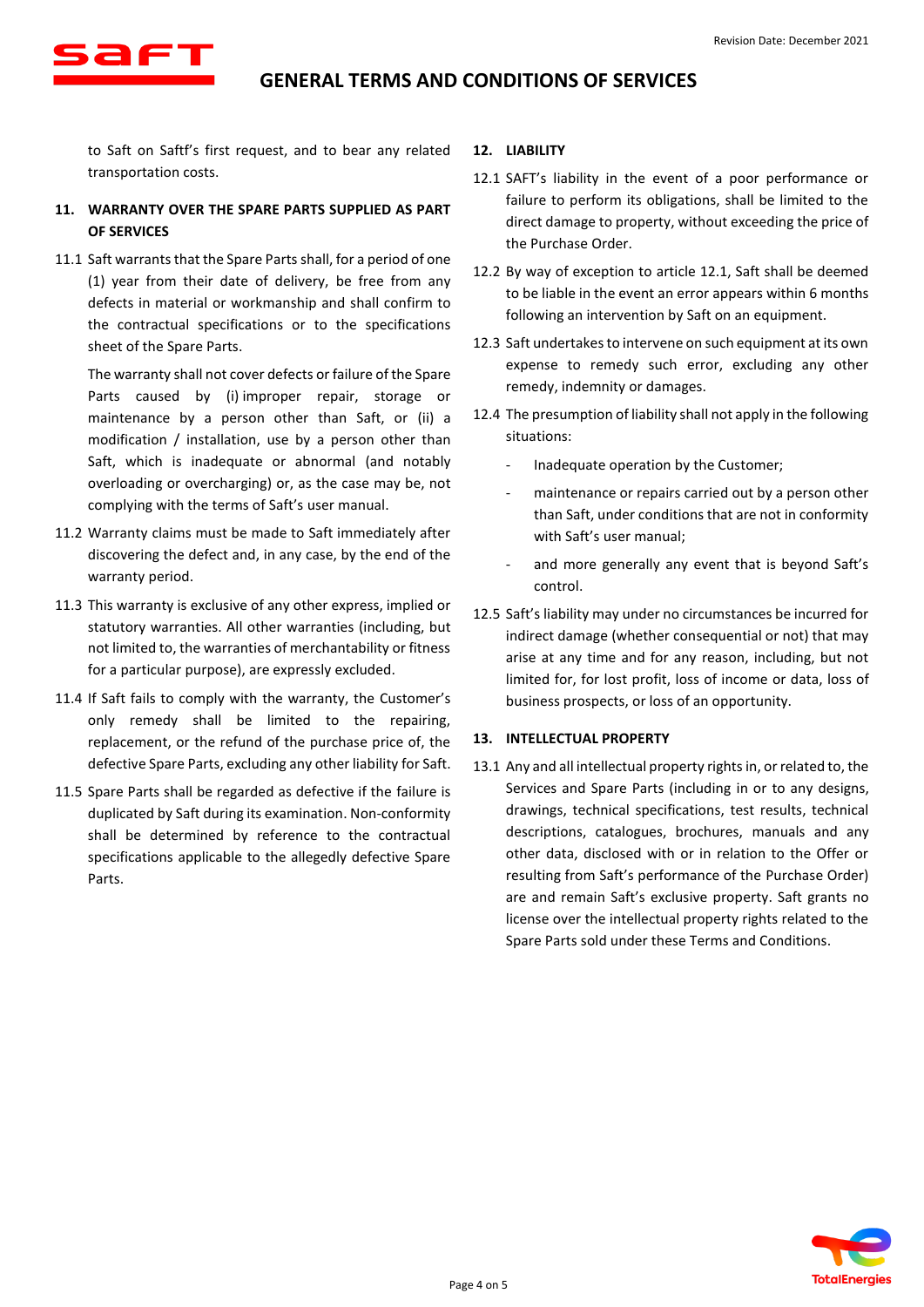to Saft on Saftf's first request, and to bear any related transportation costs.

## 11. WARRANTY OVER THE SPARE PARTS SUPPLIED AS PART OF SERVICES

11.1 Saft warrants that the Spare Parts shall, for a period of one (1) year from their date of delivery, be free from any defects in material or workmanship and shall confirm to the contractual specifications or to the specifications sheet of the Spare Parts.

The warranty shall not cover defects or failure of the Spare Parts caused by (i) improper repair, storage or maintenance by a person other than Saft, or (ii) a modification / installation, use by a person other than Saft, which is inadequate or abnormal (and notably overloading or overcharging) or, as the case may be, not complying with the terms of Saft's user manual.

11.2 Warranty claims must be made to Saft immediately after discovering the defect and, in any case, by the end of the warranty period.

11.3 This warranty is exclusive of any other express, implied or statutory warranties. All other warranties (including, but not limited to, the warranties of merchantability or fitness for a particular purpose), are expressly excluded.

11.4 If Saft fails to comply with the warranty, the Customer's only remedy shall be limited to the repairing, replacement, or the refund of the purchase price of, the defective Spare Parts, excluding any other liability for Saft.

11.5 Spare Parts shall be regarded as defective if the failure is duplicated by Saft during its examination. Non-conformity shall be determined by reference to the contractual specifications applicable to the allegedly defective Spare Parts.

## 12. LIABILITY

12.1 SAFT's liability in the event of a poor performance or failure to perform its obligations, shall be limited to the direct damage to property, without exceeding the price of the Purchase Order.

12.2 By way of exception to article 12.1, Saft shall be deemed to be liable in the event an error appears within 6 months following an intervention by Saft on an equipment.

12.3 Saft undertakes to intervene on such equipment at its own expense to remedy such error, excluding any other remedy, indemnity or damages.

12.4 The presumption of liability shall not apply in the following situations:

- Inadequate operation by the Customer;
- maintenance or repairs carried out by a person other than Saft, under conditions that are not in conformity with Saft's user manual;
- and more generally any event that is beyond Saft's control.

12.5 Saft's liability may under no circumstances be incurred for indirect damage (whether consequential or not) that may arise at any time and for any reason, including, but not limited for, for lost profit, loss of income or data, loss of business prospects, or loss of an opportunity.

## 13. INTELLECTUAL PROPERTY

13.1 Any and all intellectual property rights in, or related to, the Services and Spare Parts (including in or to any designs, drawings, technical specifications, test results, technical descriptions, catalogues, brochures, manuals and any other data, disclosed with or in relation to the Offer or resulting from Saft's performance of the Purchase Order) are and remain Saft's exclusive property. Saft grants no license over the intellectual property rights related to the Spare Parts sold under these Terms and Conditions.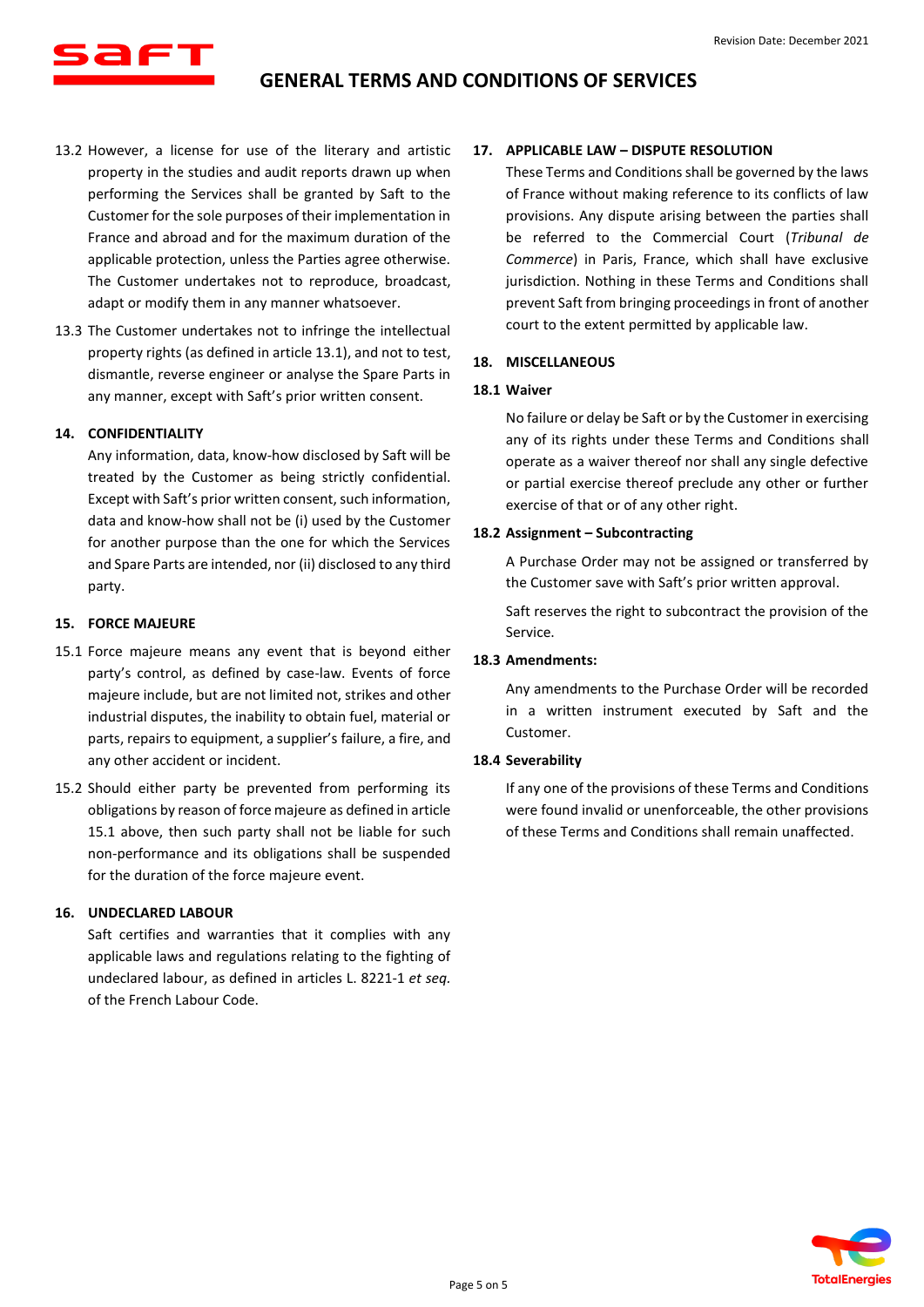13.2 However, a license for use of the literary and artistic property in the studies and audit reports drawn up when performing the Services shall be granted by Saft to the Customer for the sole purposes of their implementation in France and abroad and for the maximum duration of the applicable protection, unless the Parties agree otherwise. The Customer undertakes not to reproduce, broadcast, adapt or modify them in any manner whatsoever.

13.3 The Customer undertakes not to infringe the intellectual property rights (as defined in article 13.1), and not to test, dismantle, reverse engineer or analyse the Spare Parts in any manner, except with Saft's prior written consent.

## 14. CONFIDENTIALITY

Any information, data, know-how disclosed by Saft will be treated by the Customer as being strictly confidential. Except with Saft's prior written consent, such information, data and know-how shall not be (i) used by the Customer for another purpose than the one for which the Services and Spare Parts are intended, nor (ii) disclosed to any third party.

## 15. FORCE MAJEURE

15.1 Force majeure means any event that is beyond either party's control, as defined by case-law. Events of force majeure include, but are not limited not, strikes and other industrial disputes, the inability to obtain fuel, material or parts, repairs to equipment, a supplier's failure, a fire, and any other accident or incident.

15.2 Should either party be prevented from performing its obligations by reason of force majeure as defined in article 15.1 above, then such party shall not be liable for such non-performance and its obligations shall be suspended for the duration of the force majeure event.

## 16. UNDECLARED LABOUR

Saft certifies and warranties that it complies with any applicable laws and regulations relating to the fighting of undeclared labour, as defined in articles L. 8221-1 *et seq.* of the French Labour Code.

## 17. APPLICABLE LAW – DISPUTE RESOLUTION

These Terms and Conditions shall be governed by the laws of France without making reference to its conflicts of law provisions. Any dispute arising between the parties shall be referred to the Commercial Court (*Tribunal de Commerce*) in Paris, France, which shall have exclusive jurisdiction. Nothing in these Terms and Conditions shall prevent Saft from bringing proceedings in front of another court to the extent permitted by applicable law.

## 18. MISCELLANEOUS

### 18.1 Waiver

No failure or delay be Saft or by the Customer in exercising any of its rights under these Terms and Conditions shall operate as a waiver thereof nor shall any single defective or partial exercise thereof preclude any other or further exercise of that or of any other right.

### 18.2 Assignment – Subcontracting

A Purchase Order may not be assigned or transferred by the Customer save with Saft's prior written approval.

Saft reserves the right to subcontract the provision of the Service.

### 18.3 Amendments:

Any amendments to the Purchase Order will be recorded in a written instrument executed by Saft and the Customer.

### 18.4 Severability

If any one of the provisions of these Terms and Conditions were found invalid or unenforceable, the other provisions of these Terms and Conditions shall remain unaffected.